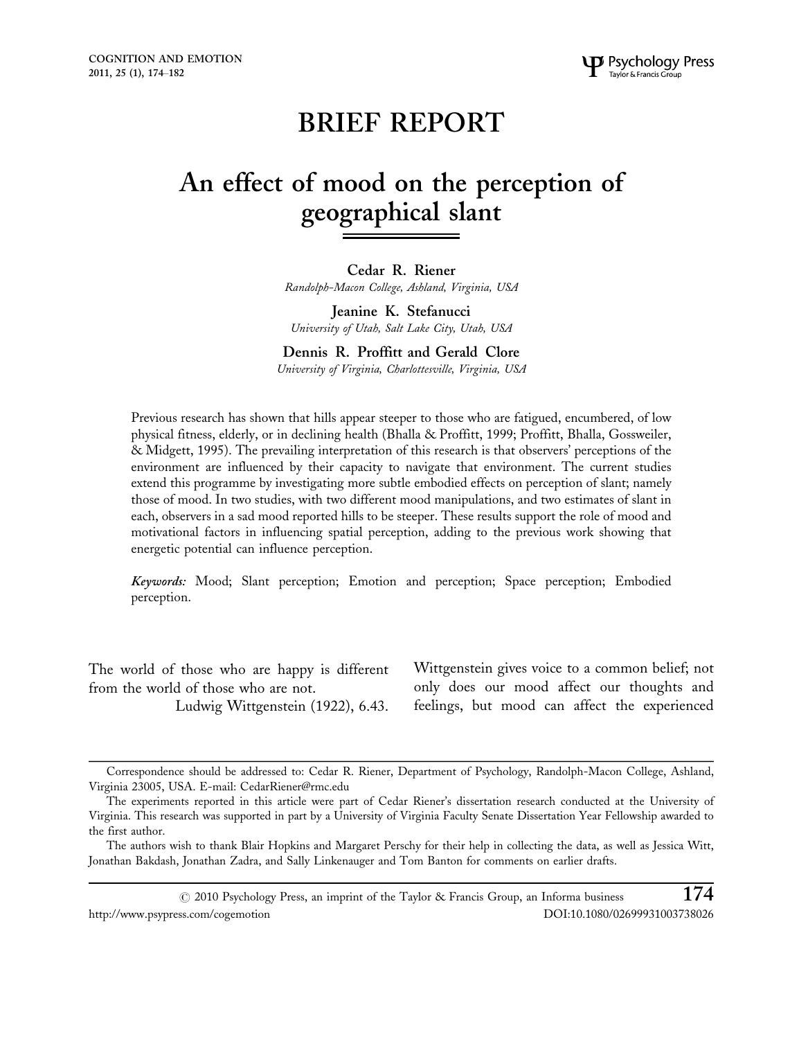# BRIEF REPORT

# An effect of mood on the perception of geographical slant

**Cedar R. Riener**
*Randolph-Macon College, Ashland, Virginia, USA*

**Jeanine K. Stefanucci**
*University of Utah, Salt Lake City, Utah, USA*

**Dennis R. Proffitt and Gerald Clore**
*University of Virginia, Charlottesville, Virginia, USA*

Previous research has shown that hills appear steeper to those who are fatigued, encumbered, of low physical fitness, elderly, or in declining health (Bhalla & Proffitt, 1999; Proffitt, Bhalla, Gossweiler, & Midgett, 1995). The prevailing interpretation of this research is that observers' perceptions of the environment are influenced by their capacity to navigate that environment. The current studies extend this programme by investigating more subtle embodied effects on perception of slant; namely those of mood. In two studies, with two different mood manipulations, and two estimates of slant in each, observers in a sad mood reported hills to be steeper. These results support the role of mood and motivational factors in influencing spatial perception, adding to the previous work showing that energetic potential can influence perception.

*Keywords:* Mood; Slant perception; Emotion and perception; Space perception; Embodied perception.

The world of those who are happy is different from the world of those who are not.
Ludwig Wittgenstein (1922), 6.43.

Wittgenstein gives voice to a common belief; not only does our mood affect our thoughts and feelings, but mood can affect the experienced

---

Correspondence should be addressed to: Cedar R. Riener, Department of Psychology, Randolph-Macon College, Ashland, Virginia 23005, USA. E-mail: CedarRiener@rmc.edu

The experiments reported in this article were part of Cedar Riener's dissertation research conducted at the University of Virginia. This research was supported in part by a University of Virginia Faculty Senate Dissertation Year Fellowship awarded to the first author.

The authors wish to thank Blair Hopkins and Margaret Perschy for their help in collecting the data, as well as Jessica Witt, Jonathan Bakdash, Jonathan Zadra, and Sally Linkenauger and Tom Banton for comments on earlier drafts.

© 2010 Psychology Press, an imprint of the Taylor & Francis Group, an Informa business
http://www.psypress.com/cogemotion DOI:10.1080/02699931003738026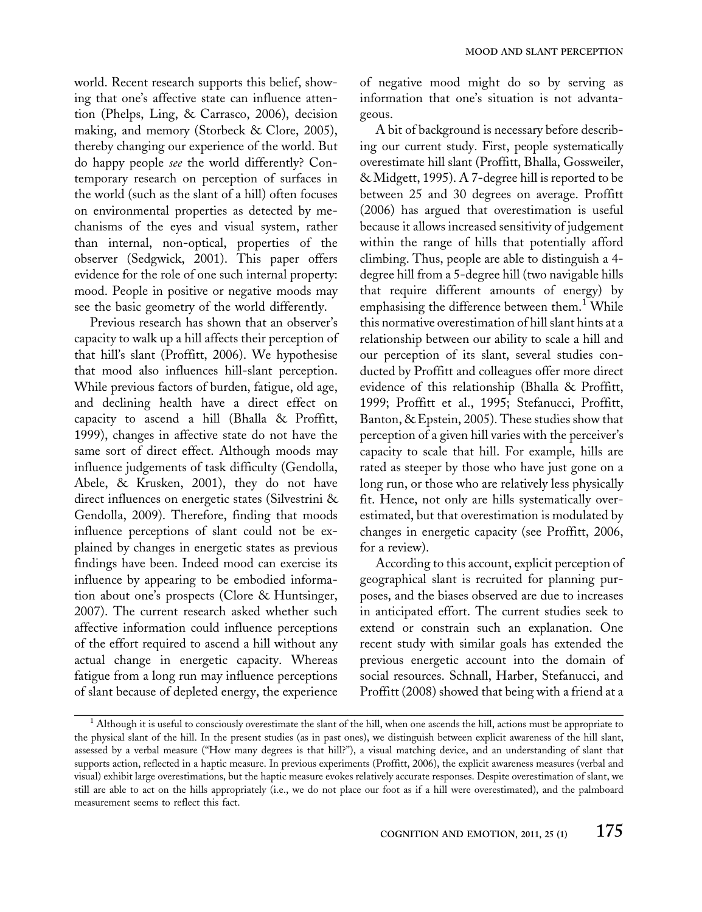world. Recent research supports this belief, showing that one's affective state can influence attention (Phelps, Ling, & Carrasco, 2006), decision making, and memory (Storbeck & Clore, 2005), thereby changing our experience of the world. But do happy people *see* the world differently? Contemporary research on perception of surfaces in the world (such as the slant of a hill) often focuses on environmental properties as detected by mechanisms of the eyes and visual system, rather than internal, non-optical, properties of the observer (Sedgwick, 2001). This paper offers evidence for the role of one such internal property: mood. People in positive or negative moods may see the basic geometry of the world differently.

Previous research has shown that an observer's capacity to walk up a hill affects their perception of that hill's slant (Proffitt, 2006). We hypothesise that mood also influences hill-slant perception. While previous factors of burden, fatigue, old age, and declining health have a direct effect on capacity to ascend a hill (Bhalla & Proffitt, 1999), changes in affective state do not have the same sort of direct effect. Although moods may influence judgements of task difficulty (Gendolla, Abele, & Krusken, 2001), they do not have direct influences on energetic states (Silvestrini & Gendolla, 2009). Therefore, finding that moods influence perceptions of slant could not be explained by changes in energetic states as previous findings have been. Indeed mood can exercise its influence by appearing to be embodied information about one's prospects (Clore & Huntsinger, 2007). The current research asked whether such affective information could influence perceptions of the effort required to ascend a hill without any actual change in energetic capacity. Whereas fatigue from a long run may influence perceptions of slant because of depleted energy, the experience of negative mood might do so by serving as information that one's situation is not advantageous.

A bit of background is necessary before describing our current study. First, people systematically overestimate hill slant (Proffitt, Bhalla, Gossweiler, & Midgett, 1995). A 7-degree hill is reported to be between 25 and 30 degrees on average. Proffitt (2006) has argued that overestimation is useful because it allows increased sensitivity of judgement within the range of hills that potentially afford climbing. Thus, people are able to distinguish a 4-degree hill from a 5-degree hill (two navigable hills that require different amounts of energy) by emphasising the difference between them.[1] While this normative overestimation of hill slant hints at a relationship between our ability to scale a hill and our perception of its slant, several studies conducted by Proffitt and colleagues offer more direct evidence of this relationship (Bhalla & Proffitt, 1999; Proffitt et al., 1995; Stefanucci, Proffitt, Banton, & Epstein, 2005). These studies show that perception of a given hill varies with the perceiver's capacity to scale that hill. For example, hills are rated as steeper by those who have just gone on a long run, or those who are relatively less physically fit. Hence, not only are hills systematically overestimated, but that overestimation is modulated by changes in energetic capacity (see Proffitt, 2006, for a review).

According to this account, explicit perception of geographical slant is recruited for planning purposes, and the biases observed are due to increases in anticipated effort. The current studies seek to extend or constrain such an explanation. One recent study with similar goals has extended the previous energetic account into the domain of social resources. Schnall, Harber, Stefanucci, and Proffitt (2008) showed that being with a friend at a

[1] Although it is useful to consciously overestimate the slant of the hill, when one ascends the hill, actions must be appropriate to the physical slant of the hill. In the present studies (as in past ones), we distinguish between explicit awareness of the hill slant, assessed by a verbal measure ("How many degrees is that hill?"), a visual matching device, and an understanding of slant that supports action, reflected in a haptic measure. In previous experiments (Proffitt, 2006), the explicit awareness measures (verbal and visual) exhibit large overestimations, but the haptic measure evokes relatively accurate responses. Despite overestimation of slant, we still are able to act on the hills appropriately (i.e., we do not place our foot as if a hill were overestimated), and the palmboard measurement seems to reflect this fact.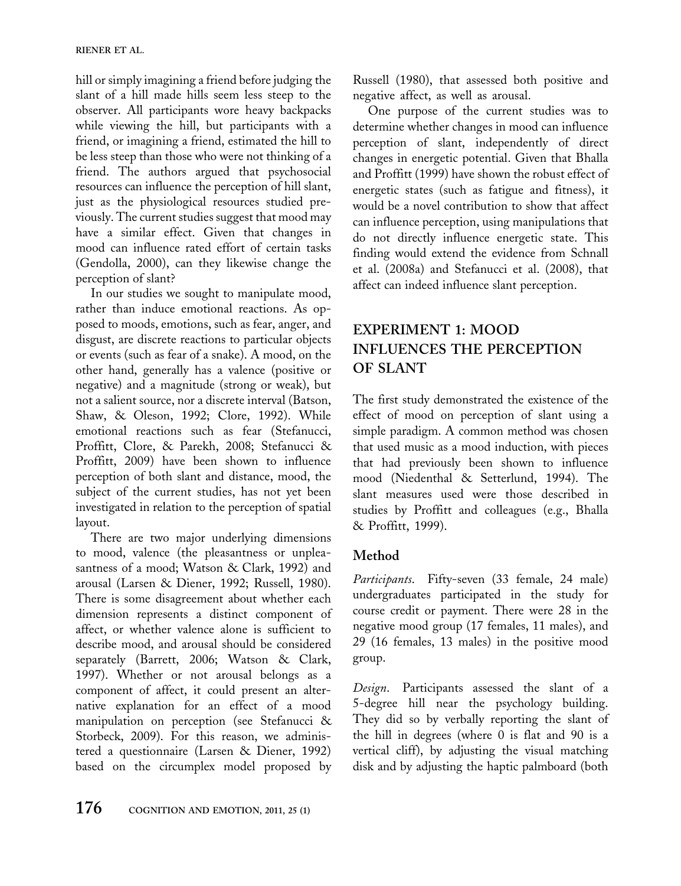hill or simply imagining a friend before judging the slant of a hill made hills seem less steep to the observer. All participants wore heavy backpacks while viewing the hill, but participants with a friend, or imagining a friend, estimated the hill to be less steep than those who were not thinking of a friend. The authors argued that psychosocial resources can influence the perception of hill slant, just as the physiological resources studied previously. The current studies suggest that mood may have a similar effect. Given that changes in mood can influence rated effort of certain tasks (Gendolla, 2000), can they likewise change the perception of slant?

In our studies we sought to manipulate mood, rather than induce emotional reactions. As opposed to moods, emotions, such as fear, anger, and disgust, are discrete reactions to particular objects or events (such as fear of a snake). A mood, on the other hand, generally has a valence (positive or negative) and a magnitude (strong or weak), but not a salient source, nor a discrete interval (Batson, Shaw, & Oleson, 1992; Clore, 1992). While emotional reactions such as fear (Stefanucci, Proffitt, Clore, & Parekh, 2008; Stefanucci & Proffitt, 2009) have been shown to influence perception of both slant and distance, mood, the subject of the current studies, has not yet been investigated in relation to the perception of spatial layout.

There are two major underlying dimensions to mood, valence (the pleasantness or unpleasantness of a mood; Watson & Clark, 1992) and arousal (Larsen & Diener, 1992; Russell, 1980). There is some disagreement about whether each dimension represents a distinct component of affect, or whether valence alone is sufficient to describe mood, and arousal should be considered separately (Barrett, 2006; Watson & Clark, 1997). Whether or not arousal belongs as a component of affect, it could present an alternative explanation for an effect of a mood manipulation on perception (see Stefanucci & Storbeck, 2009). For this reason, we administered a questionnaire (Larsen & Diener, 1992) based on the circumplex model proposed by Russell (1980), that assessed both positive and negative affect, as well as arousal.

One purpose of the current studies was to determine whether changes in mood can influence perception of slant, independently of direct changes in energetic potential. Given that Bhalla and Proffitt (1999) have shown the robust effect of energetic states (such as fatigue and fitness), it would be a novel contribution to show that affect can influence perception, using manipulations that do not directly influence energetic state. This finding would extend the evidence from Schnall et al. (2008a) and Stefanucci et al. (2008), that affect can indeed influence slant perception.

## EXPERIMENT 1: MOOD INFLUENCES THE PERCEPTION OF SLANT

The first study demonstrated the existence of the effect of mood on perception of slant using a simple paradigm. A common method was chosen that used music as a mood induction, with pieces that had previously been shown to influence mood (Niedenthal & Setterlund, 1994). The slant measures used were those described in studies by Proffitt and colleagues (e.g., Bhalla & Proffitt, 1999).

### Method

*Participants.* Fifty-seven (33 female, 24 male) undergraduates participated in the study for course credit or payment. There were 28 in the negative mood group (17 females, 11 males), and 29 (16 females, 13 males) in the positive mood group.

*Design.* Participants assessed the slant of a 5-degree hill near the psychology building. They did so by verbally reporting the slant of the hill in degrees (where 0 is flat and 90 is a vertical cliff), by adjusting the visual matching disk and by adjusting the haptic palmboard (both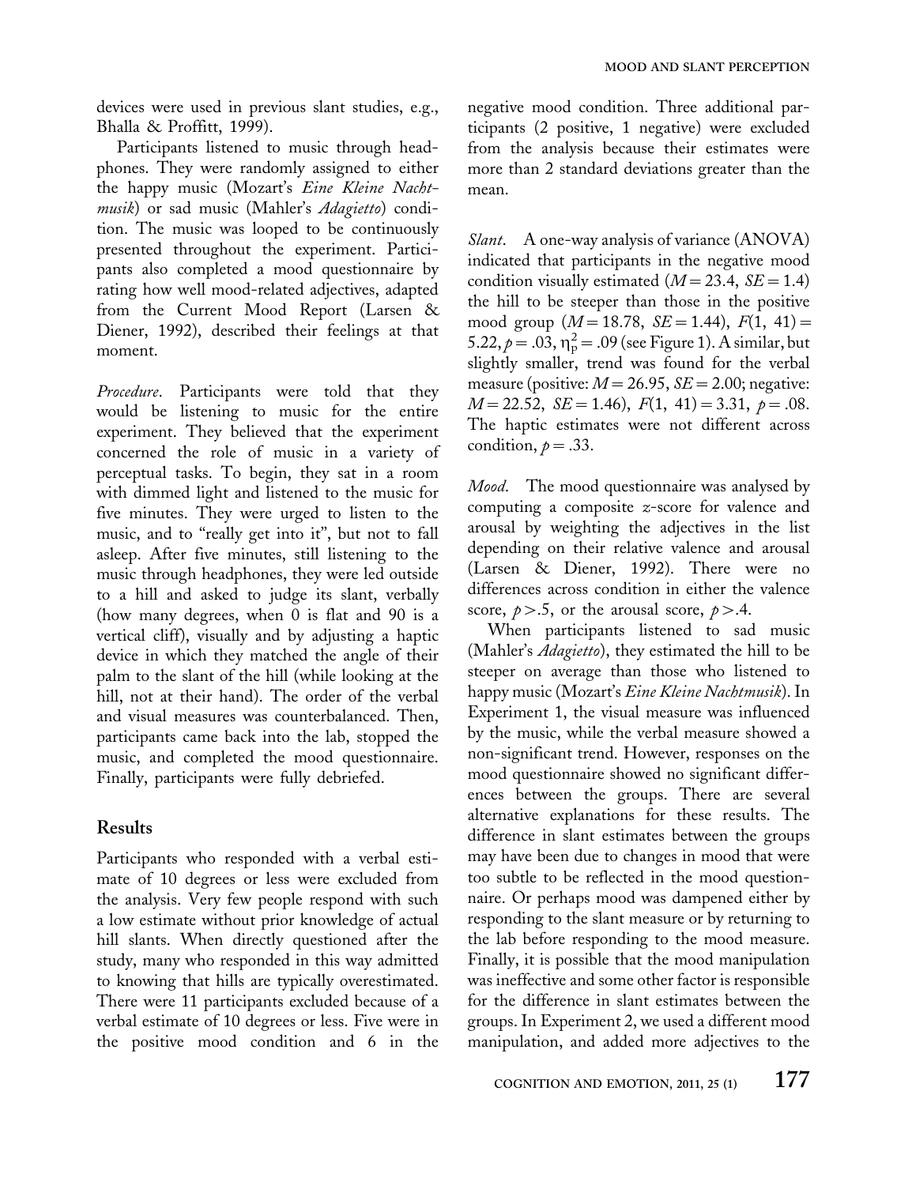devices were used in previous slant studies, e.g., Bhalla & Proffitt, 1999).

Participants listened to music through headphones. They were randomly assigned to either the happy music (Mozart's *Eine Kleine Nachtmusik*) or sad music (Mahler's *Adagietto*) condition. The music was looped to be continuously presented throughout the experiment. Participants also completed a mood questionnaire by rating how well mood-related adjectives, adapted from the Current Mood Report (Larsen & Diener, 1992), described their feelings at that moment.

*Procedure*. Participants were told that they would be listening to music for the entire experiment. They believed that the experiment concerned the role of music in a variety of perceptual tasks. To begin, they sat in a room with dimmed light and listened to the music for five minutes. They were urged to listen to the music, and to "really get into it", but not to fall asleep. After five minutes, still listening to the music through headphones, they were led outside to a hill and asked to judge its slant, verbally (how many degrees, when 0 is flat and 90 is a vertical cliff), visually and by adjusting a haptic device in which they matched the angle of their palm to the slant of the hill (while looking at the hill, not at their hand). The order of the verbal and visual measures was counterbalanced. Then, participants came back into the lab, stopped the music, and completed the mood questionnaire. Finally, participants were fully debriefed.

## Results

Participants who responded with a verbal estimate of 10 degrees or less were excluded from the analysis. Very few people respond with such a low estimate without prior knowledge of actual hill slants. When directly questioned after the study, many who responded in this way admitted to knowing that hills are typically overestimated. There were 11 participants excluded because of a verbal estimate of 10 degrees or less. Five were in the positive mood condition and 6 in the negative mood condition. Three additional participants (2 positive, 1 negative) were excluded from the analysis because their estimates were more than 2 standard deviations greater than the mean.

*Slant*. A one-way analysis of variance (ANOVA) indicated that participants in the negative mood condition visually estimated ($M = 23.4$, $SE = 1.4$) the hill to be steeper than those in the positive mood group ($M = 18.78$, $SE = 1.44$), $F(1,\ 41) = 5.22$, $p = .03$, $\eta_p^2 = .09$ (see Figure 1). A similar, but slightly smaller, trend was found for the verbal measure (positive: $M = 26.95$, $SE = 2.00$; negative: $M = 22.52$, $SE = 1.46$), $F(1,\ 41) = 3.31$, $p = .08$. The haptic estimates were not different across condition, $p = .33$.

*Mood*. The mood questionnaire was analysed by computing a composite *z*-score for valence and arousal by weighting the adjectives in the list depending on their relative valence and arousal (Larsen & Diener, 1992). There were no differences across condition in either the valence score, $p > .5$, or the arousal score, $p > .4$.

When participants listened to sad music (Mahler's *Adagietto*), they estimated the hill to be steeper on average than those who listened to happy music (Mozart's *Eine Kleine Nachtmusik*). In Experiment 1, the visual measure was influenced by the music, while the verbal measure showed a non-significant trend. However, responses on the mood questionnaire showed no significant differences between the groups. There are several alternative explanations for these results. The difference in slant estimates between the groups may have been due to changes in mood that were too subtle to be reflected in the mood questionnaire. Or perhaps mood was dampened either by responding to the slant measure or by returning to the lab before responding to the mood measure. Finally, it is possible that the mood manipulation was ineffective and some other factor is responsible for the difference in slant estimates between the groups. In Experiment 2, we used a different mood manipulation, and added more adjectives to the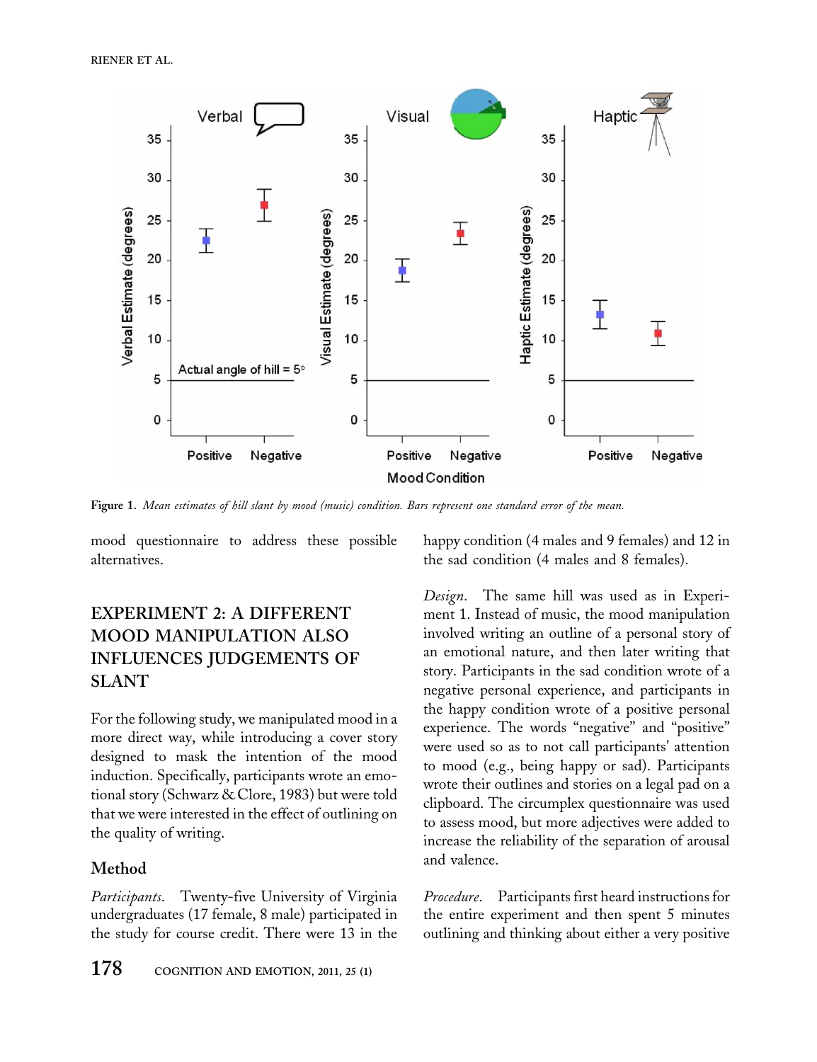Figure 1. *Mean estimates of hill slant by mood (music) condition. Bars represent one standard error of the mean.*

mood questionnaire to address these possible alternatives.

## EXPERIMENT 2: A DIFFERENT MOOD MANIPULATION ALSO INFLUENCES JUDGEMENTS OF SLANT

For the following study, we manipulated mood in a more direct way, while introducing a cover story designed to mask the intention of the mood induction. Specifically, participants wrote an emotional story (Schwarz & Clore, 1983) but were told that we were interested in the effect of outlining on the quality of writing.

### Method

*Participants*. Twenty-five University of Virginia undergraduates (17 female, 8 male) participated in the study for course credit. There were 13 in the happy condition (4 males and 9 females) and 12 in the sad condition (4 males and 8 females).

*Design*. The same hill was used as in Experiment 1. Instead of music, the mood manipulation involved writing an outline of a personal story of an emotional nature, and then later writing that story. Participants in the sad condition wrote of a negative personal experience, and participants in the happy condition wrote of a positive personal experience. The words "negative" and "positive" were used so as to not call participants' attention to mood (e.g., being happy or sad). Participants wrote their outlines and stories on a legal pad on a clipboard. The circumplex questionnaire was used to assess mood, but more adjectives were added to increase the reliability of the separation of arousal and valence.

*Procedure*. Participants first heard instructions for the entire experiment and then spent 5 minutes outlining and thinking about either a very positive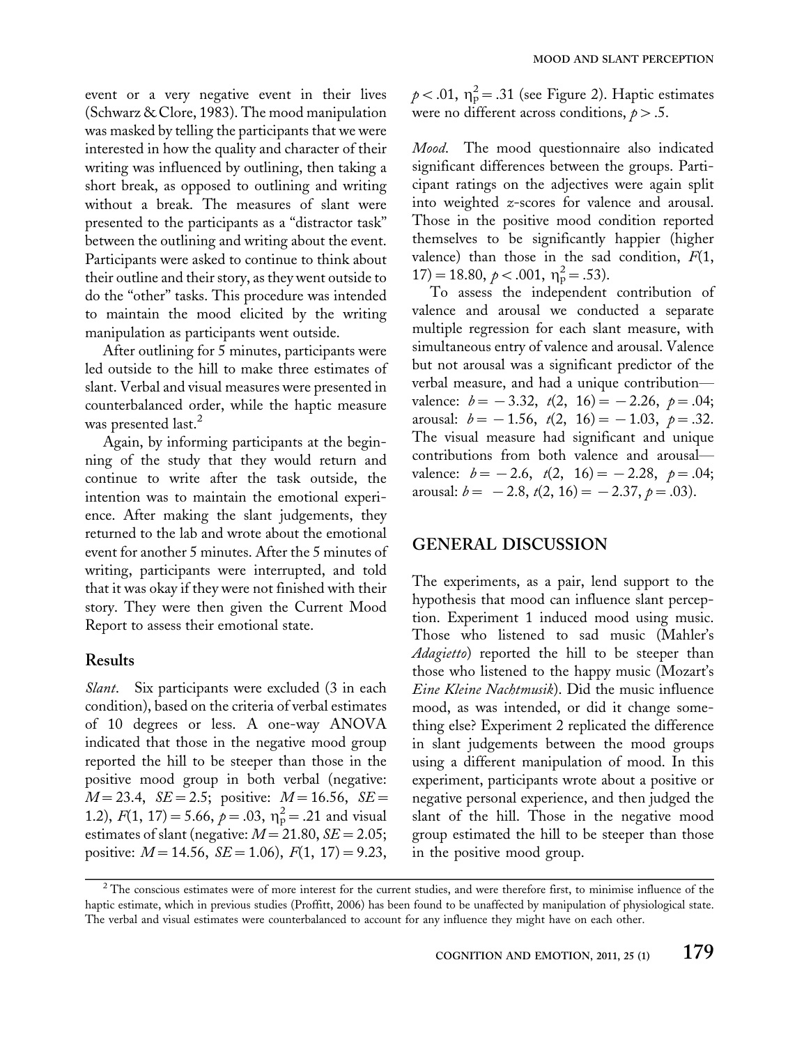event or a very negative event in their lives (Schwarz & Clore, 1983). The mood manipulation was masked by telling the participants that we were interested in how the quality and character of their writing was influenced by outlining, then taking a short break, as opposed to outlining and writing without a break. The measures of slant were presented to the participants as a "distractor task" between the outlining and writing about the event. Participants were asked to continue to think about their outline and their story, as they went outside to do the "other" tasks. This procedure was intended to maintain the mood elicited by the writing manipulation as participants went outside.

After outlining for 5 minutes, participants were led outside to the hill to make three estimates of slant. Verbal and visual measures were presented in counterbalanced order, while the haptic measure was presented last.[2]

Again, by informing participants at the beginning of the study that they would return and continue to write after the task outside, the intention was to maintain the emotional experience. After making the slant judgements, they returned to the lab and wrote about the emotional event for another 5 minutes. After the 5 minutes of writing, participants were interrupted, and told that it was okay if they were not finished with their story. They were then given the Current Mood Report to assess their emotional state.

### Results

*Slant*. Six participants were excluded (3 in each condition), based on the criteria of verbal estimates of 10 degrees or less. A one-way ANOVA indicated that those in the negative mood group reported the hill to be steeper than those in the positive mood group in both verbal (negative: $M = 23.4$, $SE = 2.5$; positive: $M = 16.56$, $SE = 1.2$), $F(1, 17) = 5.66$, $p = .03$, $\eta_p^2 = .21$ and visual estimates of slant (negative: $M = 21.80$, $SE = 2.05$; positive: $M = 14.56$, $SE = 1.06$), $F(1, 17) = 9.23$, $p < .01$, $\eta_p^2 = .31$ (see Figure 2). Haptic estimates were no different across conditions, $p > .5$.

*Mood*. The mood questionnaire also indicated significant differences between the groups. Participant ratings on the adjectives were again split into weighted *z*-scores for valence and arousal. Those in the positive mood condition reported themselves to be significantly happier (higher valence) than those in the sad condition, $F(1, 17) = 18.80$, $p < .001$, $\eta_p^2 = .53$).

To assess the independent contribution of valence and arousal we conducted a separate multiple regression for each slant measure, with simultaneous entry of valence and arousal. Valence but not arousal was a significant predictor of the verbal measure, and had a unique contribution—valence: $b = -3.32$, $t(2, 16) = -2.26$, $p = .04$; arousal: $b = -1.56$, $t(2, 16) = -1.03$, $p = .32$. The visual measure had significant and unique contributions from both valence and arousal—valence: $b = -2.6$, $t(2, 16) = -2.28$, $p = .04$; arousal: $b = -2.8$, $t(2, 16) = -2.37$, $p = .03$).

## GENERAL DISCUSSION

The experiments, as a pair, lend support to the hypothesis that mood can influence slant perception. Experiment 1 induced mood using music. Those who listened to sad music (Mahler's *Adagietto*) reported the hill to be steeper than those who listened to the happy music (Mozart's *Eine Kleine Nachtmusik*). Did the music influence mood, as was intended, or did it change something else? Experiment 2 replicated the difference in slant judgements between the mood groups using a different manipulation of mood. In this experiment, participants wrote about a positive or negative personal experience, and then judged the slant of the hill. Those in the negative mood group estimated the hill to be steeper than those in the positive mood group.

[2] The conscious estimates were of more interest for the current studies, and were therefore first, to minimise influence of the haptic estimate, which in previous studies (Proffitt, 2006) has been found to be unaffected by manipulation of physiological state. The verbal and visual estimates were counterbalanced to account for any influence they might have on each other.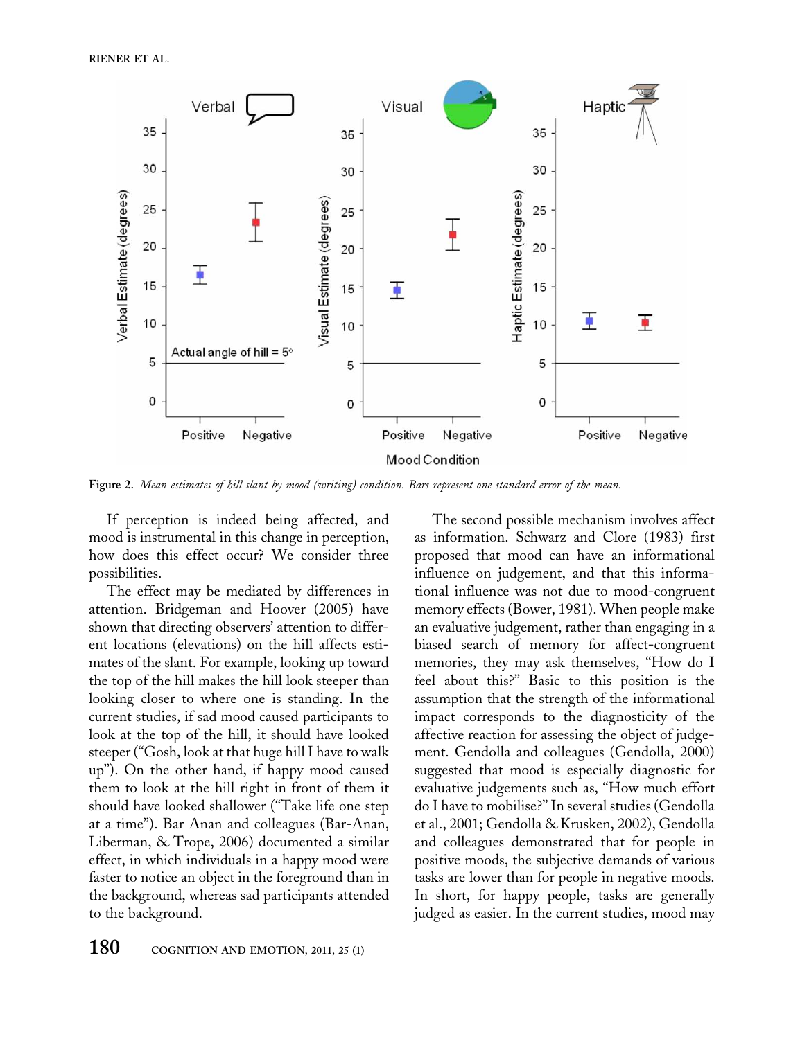**Figure 2.** *Mean estimates of hill slant by mood (writing) condition. Bars represent one standard error of the mean.*

If perception is indeed being affected, and mood is instrumental in this change in perception, how does this effect occur? We consider three possibilities.

The effect may be mediated by differences in attention. Bridgeman and Hoover (2005) have shown that directing observers' attention to different locations (elevations) on the hill affects estimates of the slant. For example, looking up toward the top of the hill makes the hill look steeper than looking closer to where one is standing. In the current studies, if sad mood caused participants to look at the top of the hill, it should have looked steeper ("Gosh, look at that huge hill I have to walk up"). On the other hand, if happy mood caused them to look at the hill right in front of them it should have looked shallower ("Take life one step at a time"). Bar Anan and colleagues (Bar-Anan, Liberman, & Trope, 2006) documented a similar effect, in which individuals in a happy mood were faster to notice an object in the foreground than in the background, whereas sad participants attended to the background.

The second possible mechanism involves affect as information. Schwarz and Clore (1983) first proposed that mood can have an informational influence on judgement, and that this informational influence was not due to mood-congruent memory effects (Bower, 1981). When people make an evaluative judgement, rather than engaging in a biased search of memory for affect-congruent memories, they may ask themselves, "How do I feel about this?" Basic to this position is the assumption that the strength of the informational impact corresponds to the diagnosticity of the affective reaction for assessing the object of judgement. Gendolla and colleagues (Gendolla, 2000) suggested that mood is especially diagnostic for evaluative judgements such as, "How much effort do I have to mobilise?" In several studies (Gendolla et al., 2001; Gendolla & Krusken, 2002), Gendolla and colleagues demonstrated that for people in positive moods, the subjective demands of various tasks are lower than for people in negative moods. In short, for happy people, tasks are generally judged as easier. In the current studies, mood may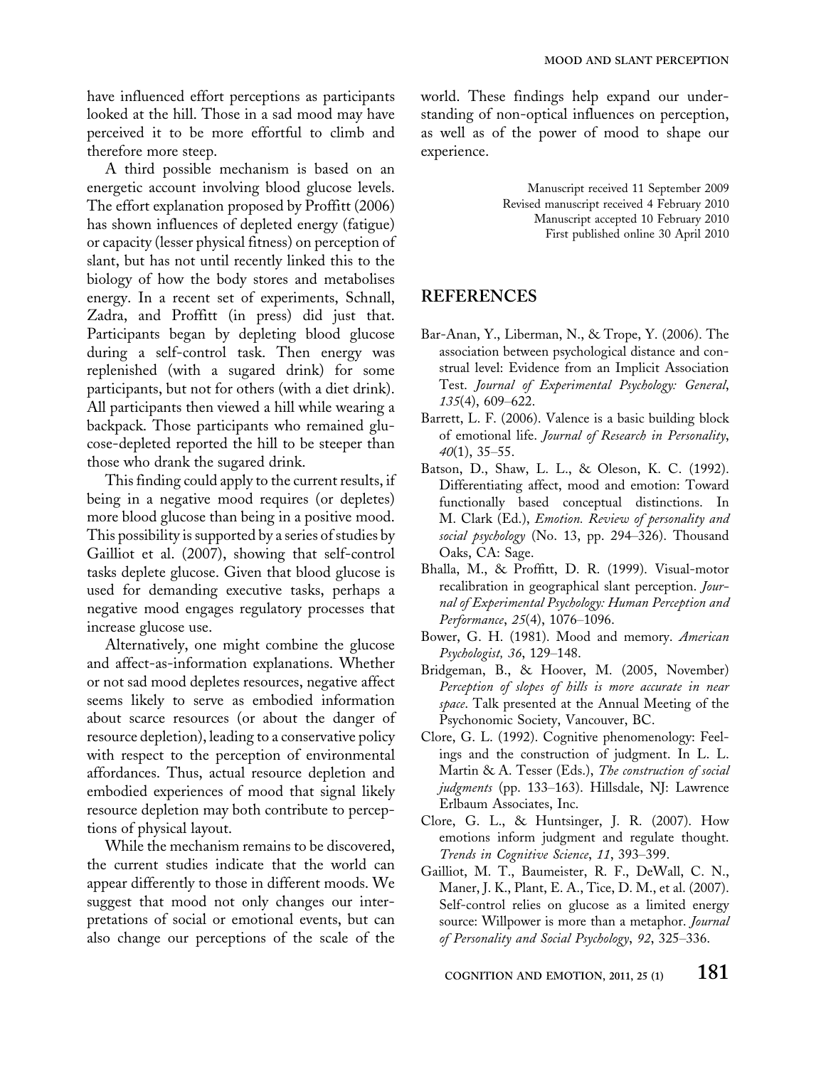have influenced effort perceptions as participants looked at the hill. Those in a sad mood may have perceived it to be more effortful to climb and therefore more steep.

A third possible mechanism is based on an energetic account involving blood glucose levels. The effort explanation proposed by Proffitt (2006) has shown influences of depleted energy (fatigue) or capacity (lesser physical fitness) on perception of slant, but has not until recently linked this to the biology of how the body stores and metabolises energy. In a recent set of experiments, Schnall, Zadra, and Proffitt (in press) did just that. Participants began by depleting blood glucose during a self-control task. Then energy was replenished (with a sugared drink) for some participants, but not for others (with a diet drink). All participants then viewed a hill while wearing a backpack. Those participants who remained glucose-depleted reported the hill to be steeper than those who drank the sugared drink.

This finding could apply to the current results, if being in a negative mood requires (or depletes) more blood glucose than being in a positive mood. This possibility is supported by a series of studies by Gailliot et al. (2007), showing that self-control tasks deplete glucose. Given that blood glucose is used for demanding executive tasks, perhaps a negative mood engages regulatory processes that increase glucose use.

Alternatively, one might combine the glucose and affect-as-information explanations. Whether or not sad mood depletes resources, negative affect seems likely to serve as embodied information about scarce resources (or about the danger of resource depletion), leading to a conservative policy with respect to the perception of environmental affordances. Thus, actual resource depletion and embodied experiences of mood that signal likely resource depletion may both contribute to perceptions of physical layout.

While the mechanism remains to be discovered, the current studies indicate that the world can appear differently to those in different moods. We suggest that mood not only changes our interpretations of social or emotional events, but can also change our perceptions of the scale of the world. These findings help expand our understanding of non-optical influences on perception, as well as of the power of mood to shape our experience.

Manuscript received 11 September 2009
Revised manuscript received 4 February 2010
Manuscript accepted 10 February 2010
First published online 30 April 2010

## REFERENCES

Bar-Anan, Y., Liberman, N., & Trope, Y. (2006). The association between psychological distance and construal level: Evidence from an Implicit Association Test. *Journal of Experimental Psychology: General*, *135*(4), 609–622.

Barrett, L. F. (2006). Valence is a basic building block of emotional life. *Journal of Research in Personality*, *40*(1), 35–55.

Batson, D., Shaw, L. L., & Oleson, K. C. (1992). Differentiating affect, mood and emotion: Toward functionally based conceptual distinctions. In M. Clark (Ed.), *Emotion. Review of personality and social psychology* (No. 13, pp. 294–326). Thousand Oaks, CA: Sage.

Bhalla, M., & Proffitt, D. R. (1999). Visual-motor recalibration in geographical slant perception. *Journal of Experimental Psychology: Human Perception and Performance*, *25*(4), 1076–1096.

Bower, G. H. (1981). Mood and memory. *American Psychologist, 36*, 129–148.

Bridgeman, B., & Hoover, M. (2005, November) *Perception of slopes of hills is more accurate in near space*. Talk presented at the Annual Meeting of the Psychonomic Society, Vancouver, BC.

Clore, G. L. (1992). Cognitive phenomenology: Feelings and the construction of judgment. In L. L. Martin & A. Tesser (Eds.), *The construction of social judgments* (pp. 133–163). Hillsdale, NJ: Lawrence Erlbaum Associates, Inc.

Clore, G. L., & Huntsinger, J. R. (2007). How emotions inform judgment and regulate thought. *Trends in Cognitive Science*, *11*, 393–399.

Gailliot, M. T., Baumeister, R. F., DeWall, C. N., Maner, J. K., Plant, E. A., Tice, D. M., et al. (2007). Self-control relies on glucose as a limited energy source: Willpower is more than a metaphor. *Journal of Personality and Social Psychology*, *92*, 325–336.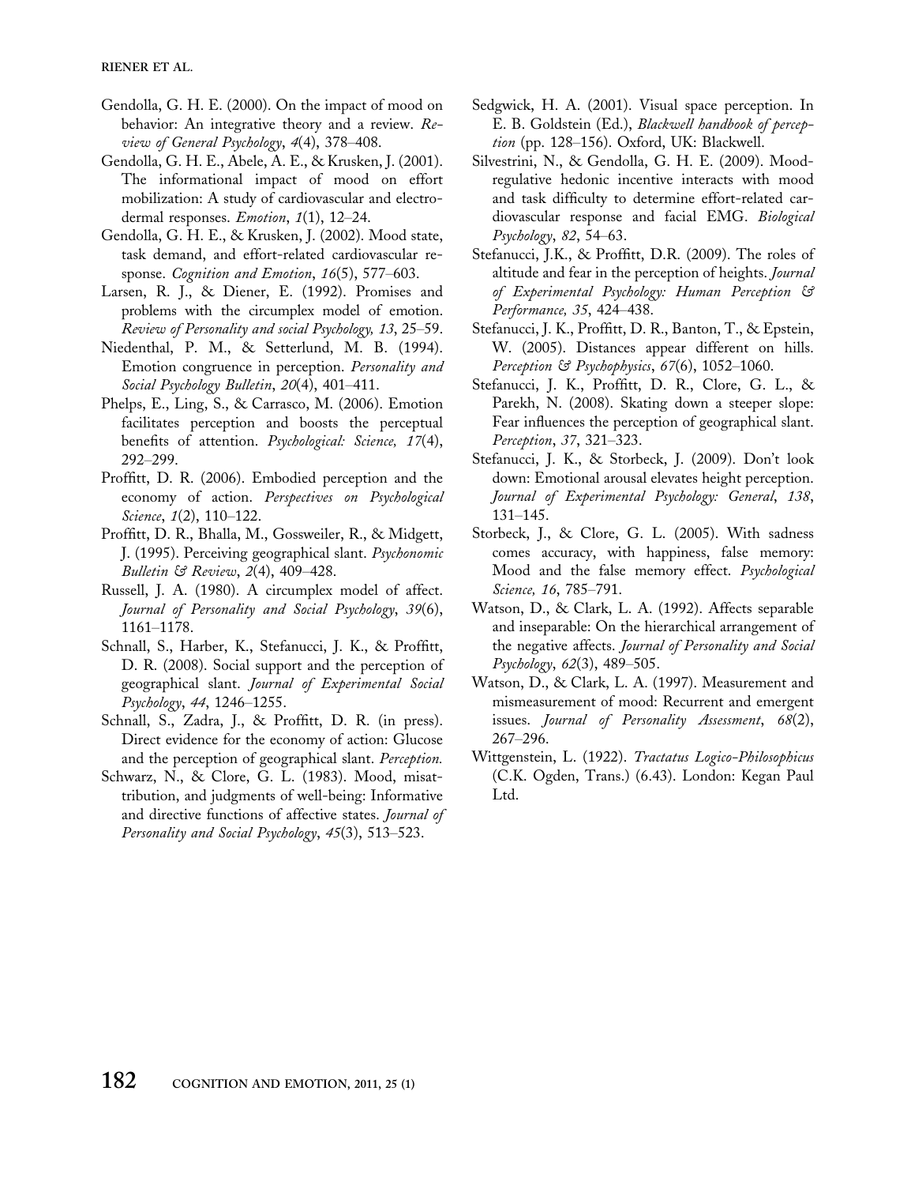Gendolla, G. H. E. (2000). On the impact of mood on behavior: An integrative theory and a review. *Review of General Psychology*, *4*(4), 378–408.

Gendolla, G. H. E., Abele, A. E., & Krusken, J. (2001). The informational impact of mood on effort mobilization: A study of cardiovascular and electrodermal responses. *Emotion*, *1*(1), 12–24.

Gendolla, G. H. E., & Krusken, J. (2002). Mood state, task demand, and effort-related cardiovascular response. *Cognition and Emotion*, *16*(5), 577–603.

Larsen, R. J., & Diener, E. (1992). Promises and problems with the circumplex model of emotion. *Review of Personality and social Psychology, 13*, 25–59.

Niedenthal, P. M., & Setterlund, M. B. (1994). Emotion congruence in perception. *Personality and Social Psychology Bulletin*, *20*(4), 401–411.

Phelps, E., Ling, S., & Carrasco, M. (2006). Emotion facilitates perception and boosts the perceptual benefits of attention. *Psychological: Science, 17*(4), 292–299.

Proffitt, D. R. (2006). Embodied perception and the economy of action. *Perspectives on Psychological Science*, *1*(2), 110–122.

Proffitt, D. R., Bhalla, M., Gossweiler, R., & Midgett, J. (1995). Perceiving geographical slant. *Psychonomic Bulletin & Review*, *2*(4), 409–428.

Russell, J. A. (1980). A circumplex model of affect. *Journal of Personality and Social Psychology*, *39*(6), 1161–1178.

Schnall, S., Harber, K., Stefanucci, J. K., & Proffitt, D. R. (2008). Social support and the perception of geographical slant. *Journal of Experimental Social Psychology*, *44*, 1246–1255.

Schnall, S., Zadra, J., & Proffitt, D. R. (in press). Direct evidence for the economy of action: Glucose and the perception of geographical slant. *Perception.*

Schwarz, N., & Clore, G. L. (1983). Mood, misattribution, and judgments of well-being: Informative and directive functions of affective states. *Journal of Personality and Social Psychology*, *45*(3), 513–523.

Sedgwick, H. A. (2001). Visual space perception. In E. B. Goldstein (Ed.), *Blackwell handbook of perception* (pp. 128–156). Oxford, UK: Blackwell.

Silvestrini, N., & Gendolla, G. H. E. (2009). Mood-regulative hedonic incentive interacts with mood and task difficulty to determine effort-related cardiovascular response and facial EMG. *Biological Psychology*, *82*, 54–63.

Stefanucci, J.K., & Proffitt, D.R. (2009). The roles of altitude and fear in the perception of heights. *Journal of Experimental Psychology: Human Perception & Performance, 35*, 424–438.

Stefanucci, J. K., Proffitt, D. R., Banton, T., & Epstein, W. (2005). Distances appear different on hills. *Perception & Psychophysics*, *67*(6), 1052–1060.

Stefanucci, J. K., Proffitt, D. R., Clore, G. L., & Parekh, N. (2008). Skating down a steeper slope: Fear influences the perception of geographical slant. *Perception*, *37*, 321–323.

Stefanucci, J. K., & Storbeck, J. (2009). Don't look down: Emotional arousal elevates height perception. *Journal of Experimental Psychology: General*, *138*, 131–145.

Storbeck, J., & Clore, G. L. (2005). With sadness comes accuracy, with happiness, false memory: Mood and the false memory effect. *Psychological Science, 16*, 785–791.

Watson, D., & Clark, L. A. (1992). Affects separable and inseparable: On the hierarchical arrangement of the negative affects. *Journal of Personality and Social Psychology*, *62*(3), 489–505.

Watson, D., & Clark, L. A. (1997). Measurement and mismeasurement of mood: Recurrent and emergent issues. *Journal of Personality Assessment*, *68*(2), 267–296.

Wittgenstein, L. (1922). *Tractatus Logico-Philosophicus* (C.K. Ogden, Trans.) (6.43). London: Kegan Paul Ltd.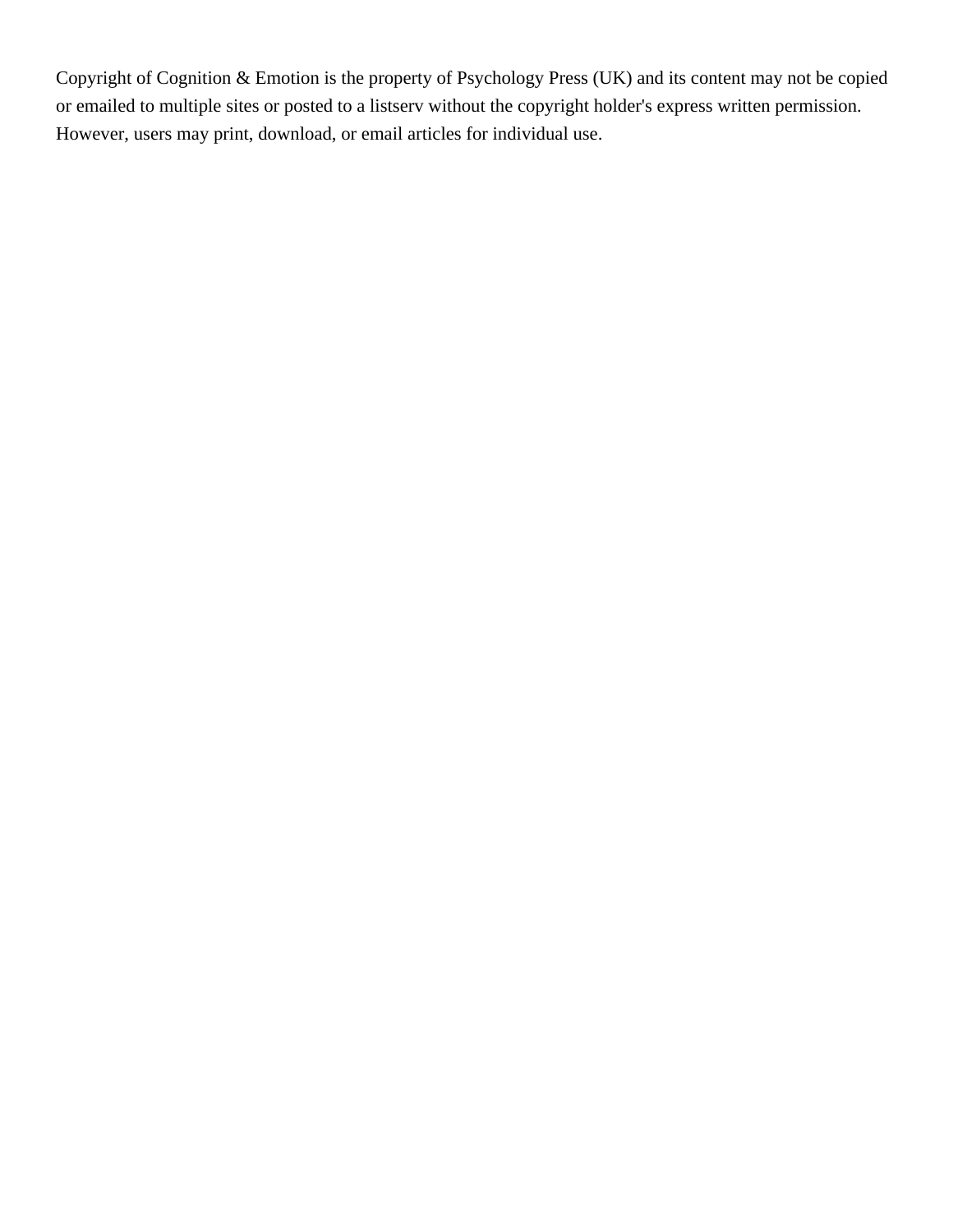Copyright of Cognition & Emotion is the property of Psychology Press (UK) and its content may not be copied or emailed to multiple sites or posted to a listserv without the copyright holder's express written permission. However, users may print, download, or email articles for individual use.